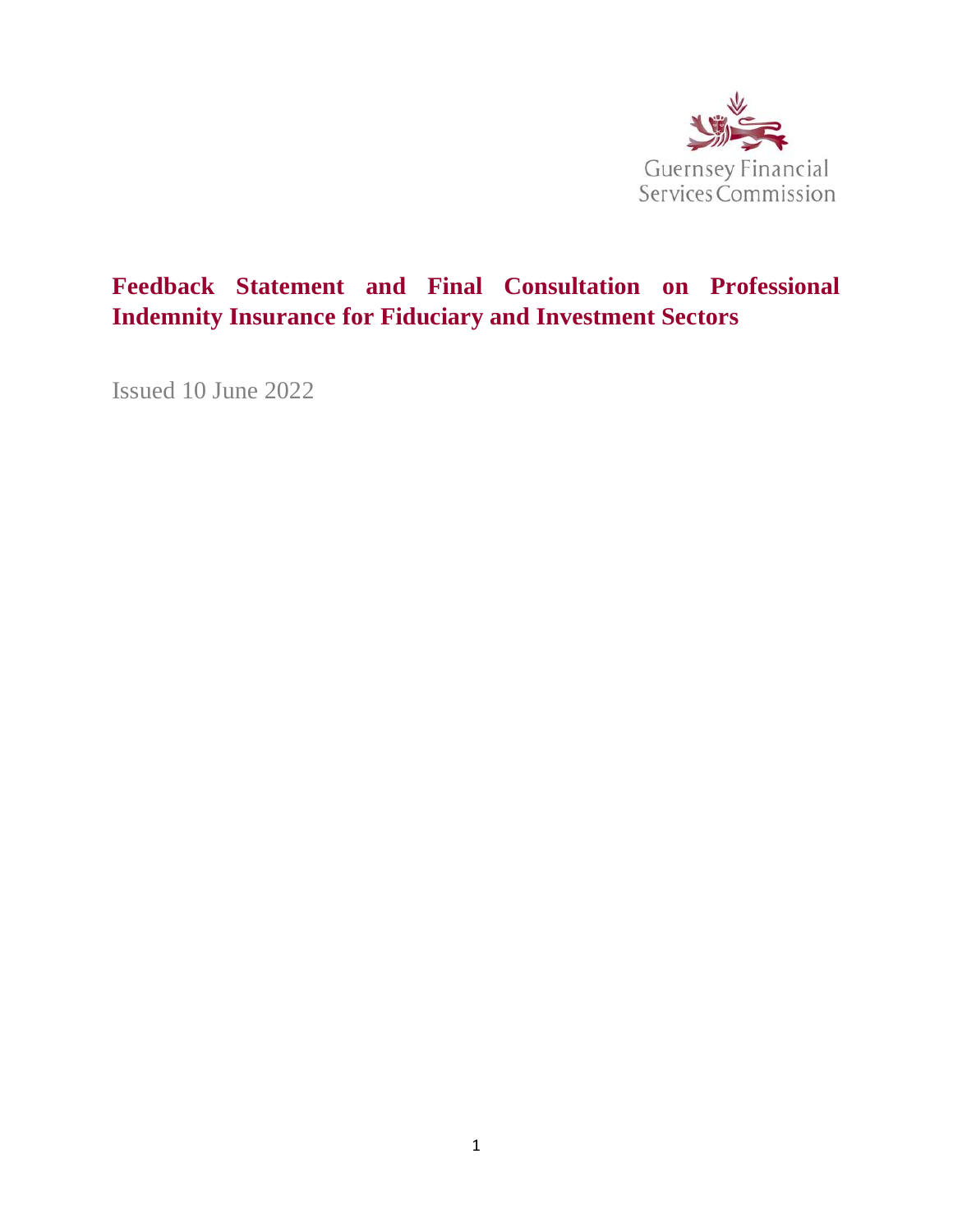Guernsey Financial Services Commission

# Feedback Statement and Final Consultation on Professional Indemnity Insurance for Fiduciary and Investment Sectors

Issued 10 June 2022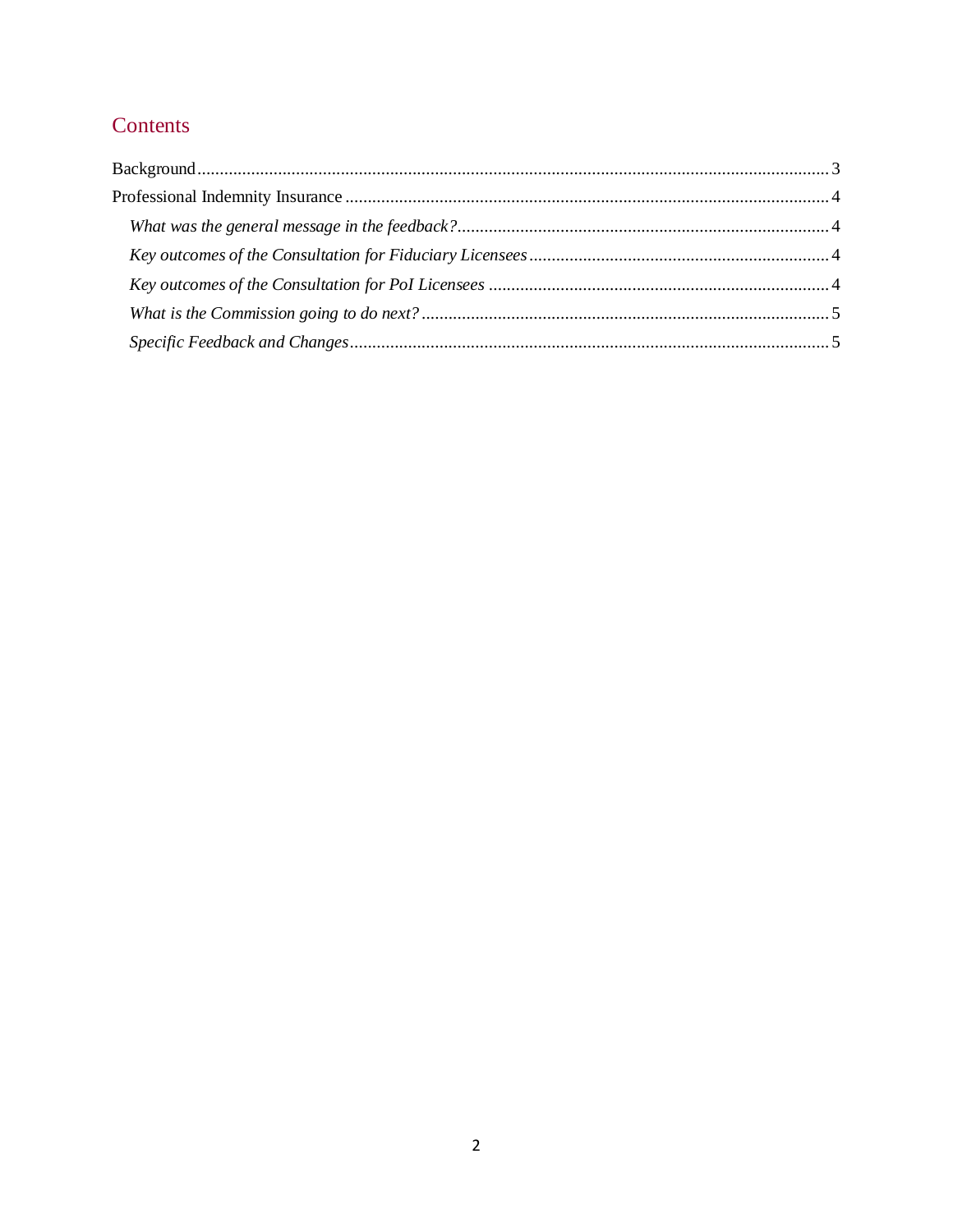# Contents

Background.......................................................................................................................................3

Professional Indemnity Insurance .........................................................................................................4

*What was the general message in the feedback?*..................................................................................4

*Key outcomes of the Consultation for Fiduciary Licensees*.....................................................................4

*Key outcomes of the Consultation for PoI Licensees* ...........................................................................4

*What is the Commission going to do next?*.........................................................................................5

*Specific Feedback and Changes*........................................................................................................5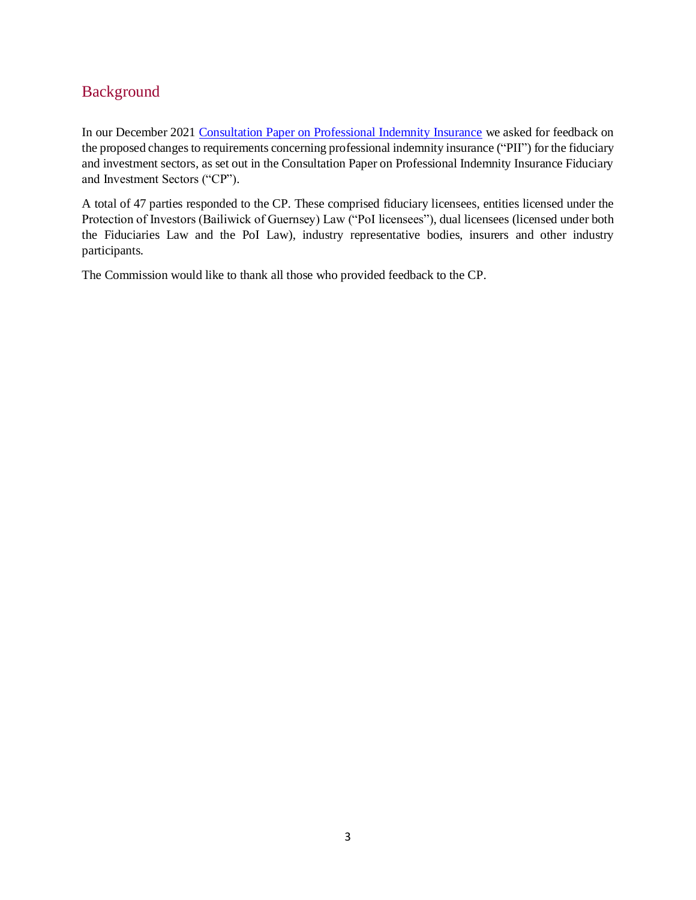## Background

In our December 2021 [Consultation Paper on Professional Indemnity Insurance] we asked for feedback on the proposed changes to requirements concerning professional indemnity insurance ("PII") for the fiduciary and investment sectors, as set out in the Consultation Paper on Professional Indemnity Insurance Fiduciary and Investment Sectors ("CP").

A total of 47 parties responded to the CP. These comprised fiduciary licensees, entities licensed under the Protection of Investors (Bailiwick of Guernsey) Law ("PoI licensees"), dual licensees (licensed under both the Fiduciaries Law and the PoI Law), industry representative bodies, insurers and other industry participants.

The Commission would like to thank all those who provided feedback to the CP.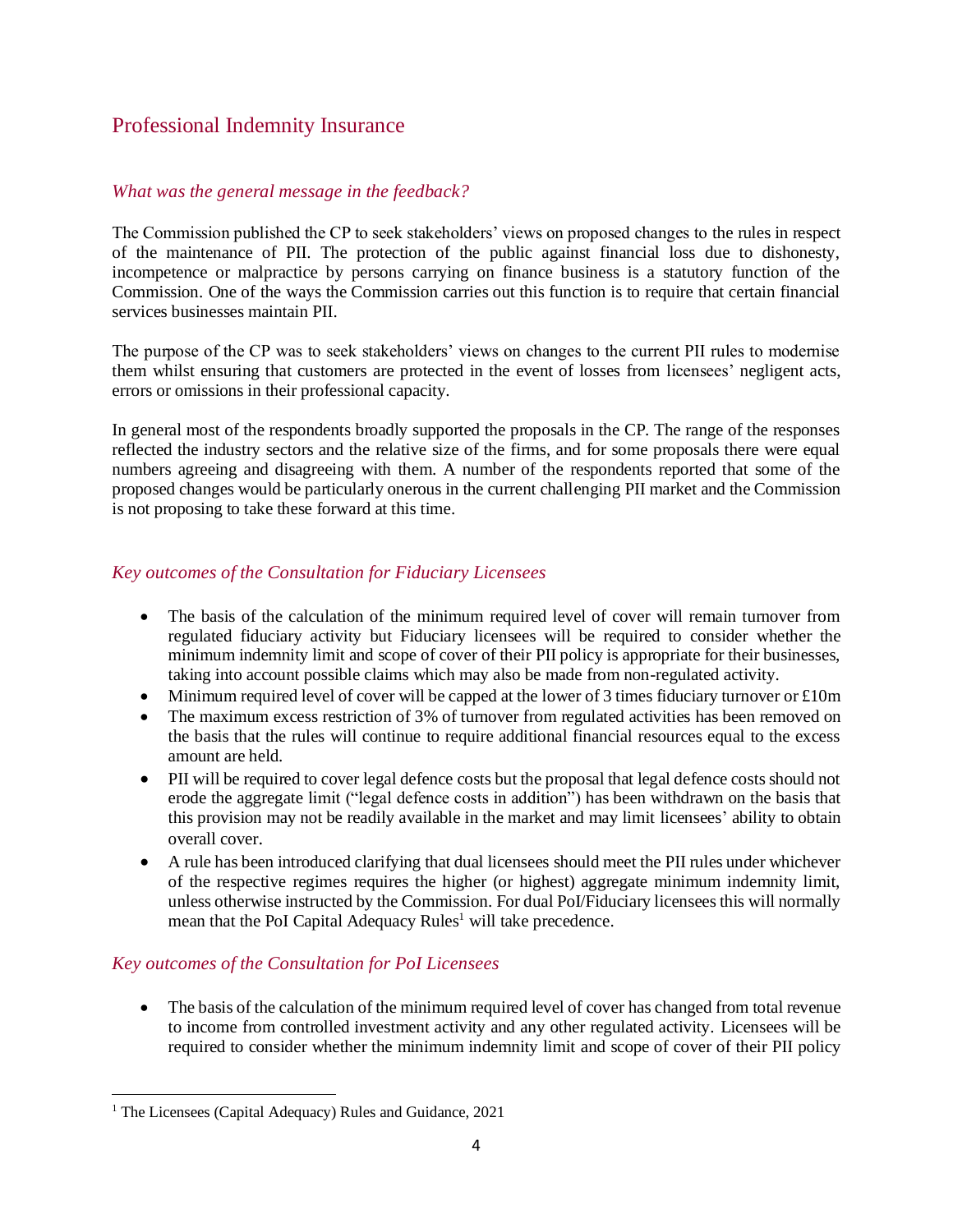## Professional Indemnity Insurance

### *What was the general message in the feedback?*

The Commission published the CP to seek stakeholders' views on proposed changes to the rules in respect of the maintenance of PII. The protection of the public against financial loss due to dishonesty, incompetence or malpractice by persons carrying on finance business is a statutory function of the Commission. One of the ways the Commission carries out this function is to require that certain financial services businesses maintain PII.

The purpose of the CP was to seek stakeholders' views on changes to the current PII rules to modernise them whilst ensuring that customers are protected in the event of losses from licensees' negligent acts, errors or omissions in their professional capacity.

In general most of the respondents broadly supported the proposals in the CP. The range of the responses reflected the industry sectors and the relative size of the firms, and for some proposals there were equal numbers agreeing and disagreeing with them. A number of the respondents reported that some of the proposed changes would be particularly onerous in the current challenging PII market and the Commission is not proposing to take these forward at this time.

### *Key outcomes of the Consultation for Fiduciary Licensees*

- The basis of the calculation of the minimum required level of cover will remain turnover from regulated fiduciary activity but Fiduciary licensees will be required to consider whether the minimum indemnity limit and scope of cover of their PII policy is appropriate for their businesses, taking into account possible claims which may also be made from non-regulated activity.
- Minimum required level of cover will be capped at the lower of 3 times fiduciary turnover or £10m
- The maximum excess restriction of 3% of turnover from regulated activities has been removed on the basis that the rules will continue to require additional financial resources equal to the excess amount are held.
- PII will be required to cover legal defence costs but the proposal that legal defence costs should not erode the aggregate limit ("legal defence costs in addition") has been withdrawn on the basis that this provision may not be readily available in the market and may limit licensees' ability to obtain overall cover.
- A rule has been introduced clarifying that dual licensees should meet the PII rules under whichever of the respective regimes requires the higher (or highest) aggregate minimum indemnity limit, unless otherwise instructed by the Commission. For dual PoI/Fiduciary licensees this will normally mean that the PoI Capital Adequacy Rules[1] will take precedence.

### *Key outcomes of the Consultation for PoI Licensees*

- The basis of the calculation of the minimum required level of cover has changed from total revenue to income from controlled investment activity and any other regulated activity. Licensees will be required to consider whether the minimum indemnity limit and scope of cover of their PII policy

[1] The Licensees (Capital Adequacy) Rules and Guidance, 2021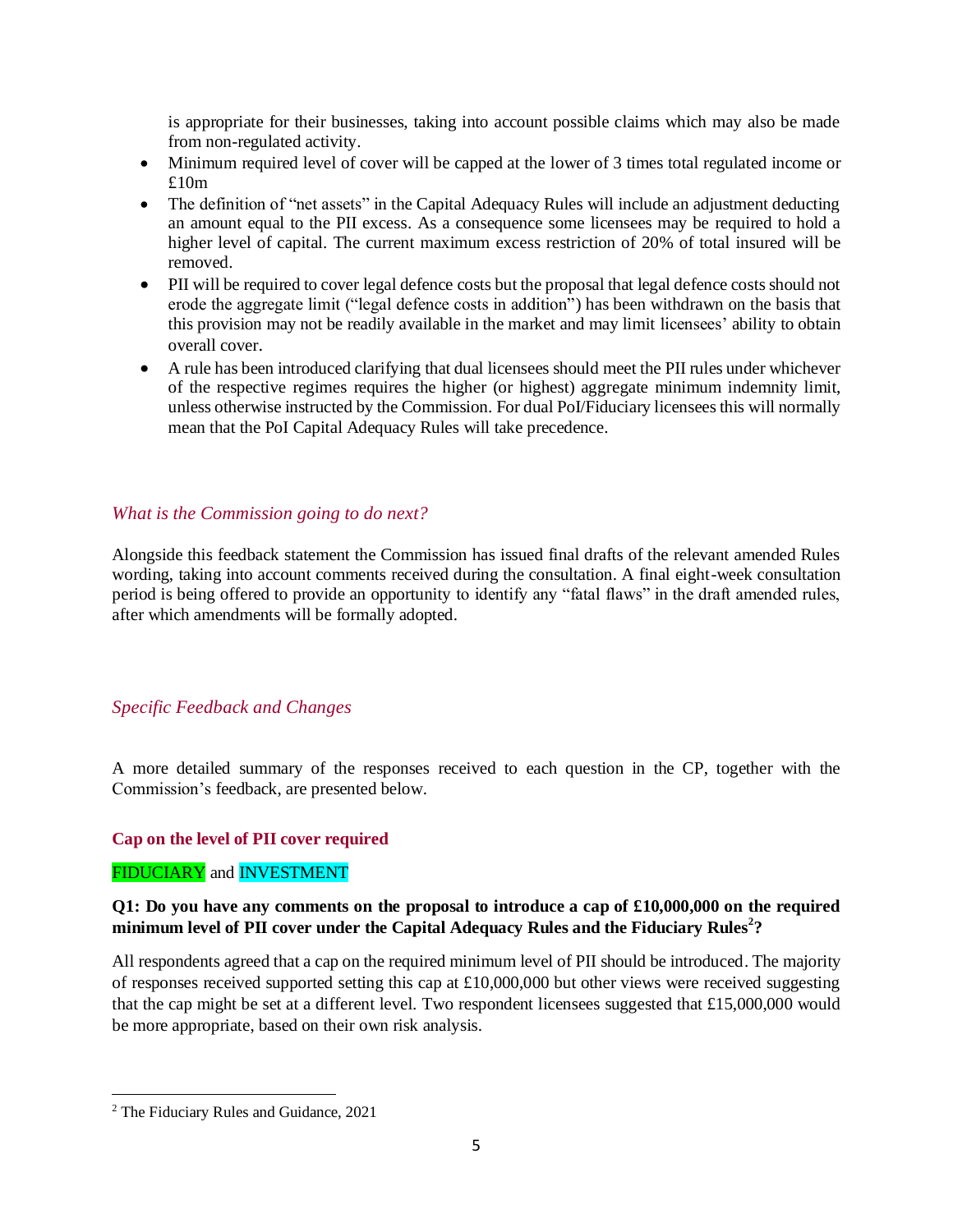is appropriate for their businesses, taking into account possible claims which may also be made from non-regulated activity.

- Minimum required level of cover will be capped at the lower of 3 times total regulated income or £10m
- The definition of "net assets" in the Capital Adequacy Rules will include an adjustment deducting an amount equal to the PII excess. As a consequence some licensees may be required to hold a higher level of capital. The current maximum excess restriction of 20% of total insured will be removed.
- PII will be required to cover legal defence costs but the proposal that legal defence costs should not erode the aggregate limit ("legal defence costs in addition") has been withdrawn on the basis that this provision may not be readily available in the market and may limit licensees' ability to obtain overall cover.
- A rule has been introduced clarifying that dual licensees should meet the PII rules under whichever of the respective regimes requires the higher (or highest) aggregate minimum indemnity limit, unless otherwise instructed by the Commission. For dual PoI/Fiduciary licensees this will normally mean that the PoI Capital Adequacy Rules will take precedence.

## *What is the Commission going to do next?*

Alongside this feedback statement the Commission has issued final drafts of the relevant amended Rules wording, taking into account comments received during the consultation. A final eight-week consultation period is being offered to provide an opportunity to identify any "fatal flaws" in the draft amended rules, after which amendments will be formally adopted.

## *Specific Feedback and Changes*

A more detailed summary of the responses received to each question in the CP, together with the Commission's feedback, are presented below.

### Cap on the level of PII cover required

FIDUCIARY and INVESTMENT

**Q1: Do you have any comments on the proposal to introduce a cap of £10,000,000 on the required minimum level of PII cover under the Capital Adequacy Rules and the Fiduciary Rules[2]?**

All respondents agreed that a cap on the required minimum level of PII should be introduced. The majority of responses received supported setting this cap at £10,000,000 but other views were received suggesting that the cap might be set at a different level. Two respondent licensees suggested that £15,000,000 would be more appropriate, based on their own risk analysis.

[2] The Fiduciary Rules and Guidance, 2021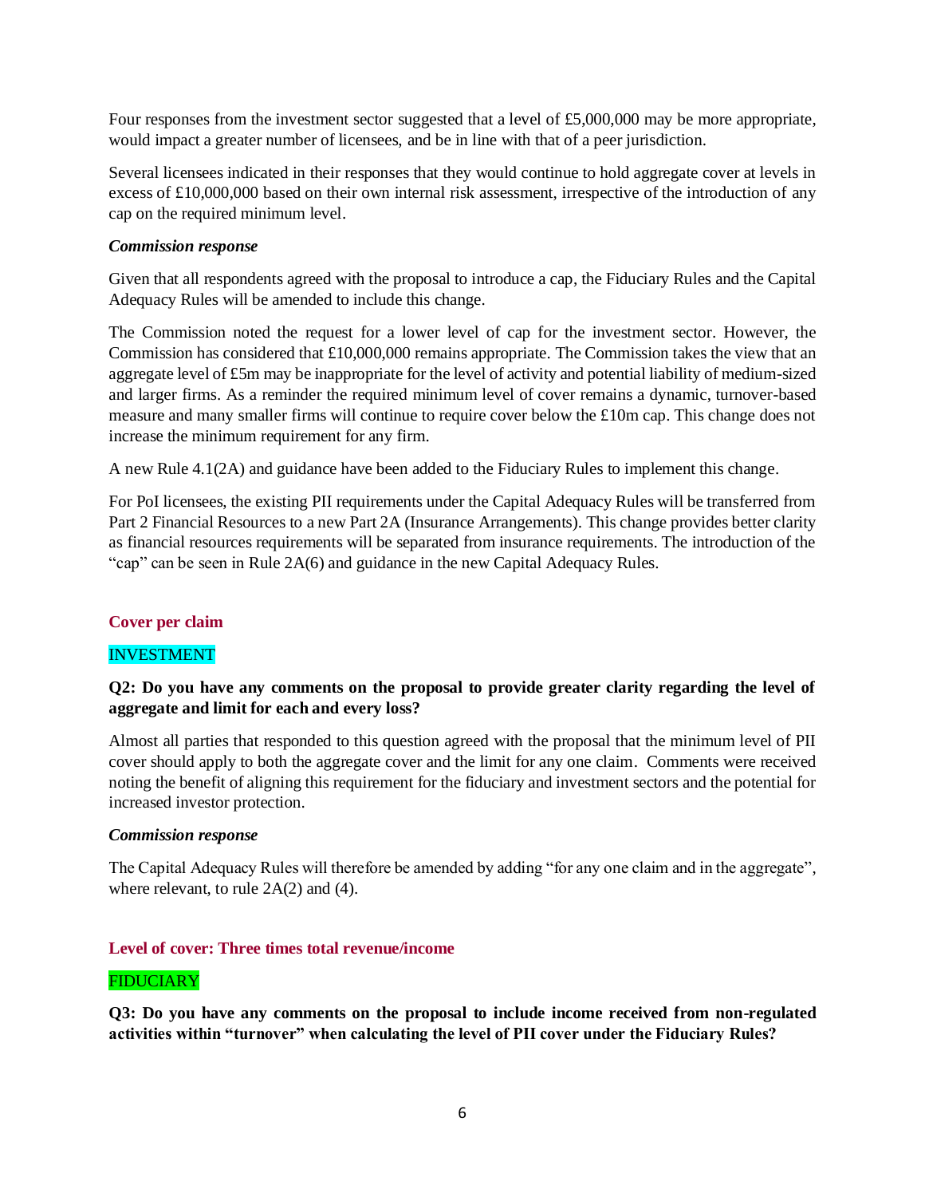Four responses from the investment sector suggested that a level of £5,000,000 may be more appropriate, would impact a greater number of licensees, and be in line with that of a peer jurisdiction.

Several licensees indicated in their responses that they would continue to hold aggregate cover at levels in excess of £10,000,000 based on their own internal risk assessment, irrespective of the introduction of any cap on the required minimum level.

***Commission response***

Given that all respondents agreed with the proposal to introduce a cap, the Fiduciary Rules and the Capital Adequacy Rules will be amended to include this change.

The Commission noted the request for a lower level of cap for the investment sector. However, the Commission has considered that £10,000,000 remains appropriate. The Commission takes the view that an aggregate level of £5m may be inappropriate for the level of activity and potential liability of medium-sized and larger firms. As a reminder the required minimum level of cover remains a dynamic, turnover-based measure and many smaller firms will continue to require cover below the £10m cap. This change does not increase the minimum requirement for any firm.

A new Rule 4.1(2A) and guidance have been added to the Fiduciary Rules to implement this change.

For PoI licensees, the existing PII requirements under the Capital Adequacy Rules will be transferred from Part 2 Financial Resources to a new Part 2A (Insurance Arrangements). This change provides better clarity as financial resources requirements will be separated from insurance requirements. The introduction of the "cap" can be seen in Rule 2A(6) and guidance in the new Capital Adequacy Rules.

## Cover per claim

INVESTMENT

**Q2: Do you have any comments on the proposal to provide greater clarity regarding the level of aggregate and limit for each and every loss?**

Almost all parties that responded to this question agreed with the proposal that the minimum level of PII cover should apply to both the aggregate cover and the limit for any one claim. Comments were received noting the benefit of aligning this requirement for the fiduciary and investment sectors and the potential for increased investor protection.

***Commission response***

The Capital Adequacy Rules will therefore be amended by adding "for any one claim and in the aggregate", where relevant, to rule 2A(2) and (4).

## Level of cover: Three times total revenue/income

FIDUCIARY

**Q3: Do you have any comments on the proposal to include income received from non-regulated activities within "turnover" when calculating the level of PII cover under the Fiduciary Rules?**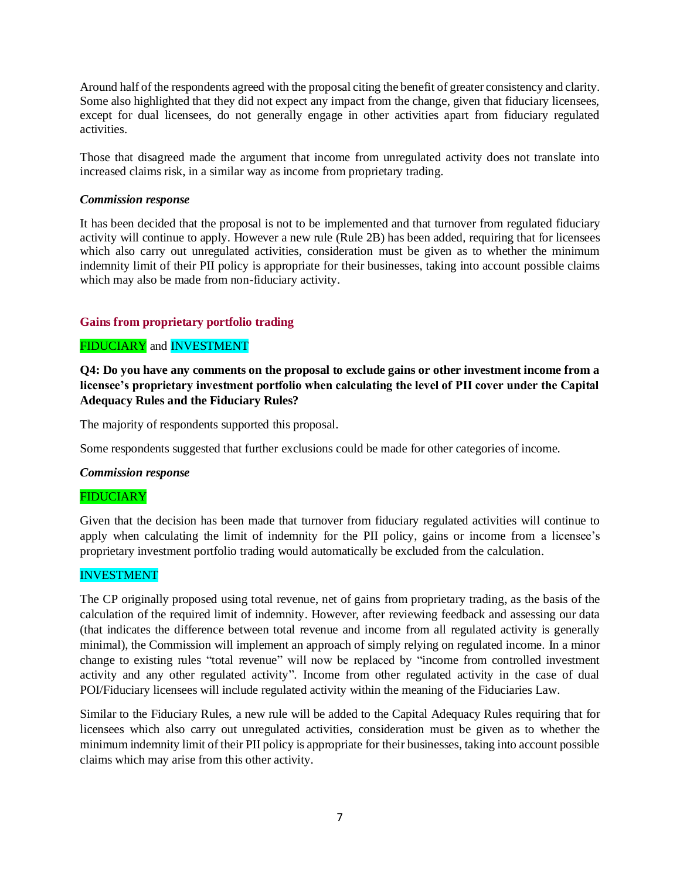Around half of the respondents agreed with the proposal citing the benefit of greater consistency and clarity. Some also highlighted that they did not expect any impact from the change, given that fiduciary licensees, except for dual licensees, do not generally engage in other activities apart from fiduciary regulated activities.

Those that disagreed made the argument that income from unregulated activity does not translate into increased claims risk, in a similar way as income from proprietary trading.

***Commission response***

It has been decided that the proposal is not to be implemented and that turnover from regulated fiduciary activity will continue to apply. However a new rule (Rule 2B) has been added, requiring that for licensees which also carry out unregulated activities, consideration must be given as to whether the minimum indemnity limit of their PII policy is appropriate for their businesses, taking into account possible claims which may also be made from non-fiduciary activity.

### Gains from proprietary portfolio trading

FIDUCIARY and INVESTMENT

**Q4: Do you have any comments on the proposal to exclude gains or other investment income from a licensee's proprietary investment portfolio when calculating the level of PII cover under the Capital Adequacy Rules and the Fiduciary Rules?**

The majority of respondents supported this proposal.

Some respondents suggested that further exclusions could be made for other categories of income.

***Commission response***

FIDUCIARY

Given that the decision has been made that turnover from fiduciary regulated activities will continue to apply when calculating the limit of indemnity for the PII policy, gains or income from a licensee's proprietary investment portfolio trading would automatically be excluded from the calculation.

INVESTMENT

The CP originally proposed using total revenue, net of gains from proprietary trading, as the basis of the calculation of the required limit of indemnity. However, after reviewing feedback and assessing our data (that indicates the difference between total revenue and income from all regulated activity is generally minimal), the Commission will implement an approach of simply relying on regulated income. In a minor change to existing rules "total revenue" will now be replaced by "income from controlled investment activity and any other regulated activity". Income from other regulated activity in the case of dual POI/Fiduciary licensees will include regulated activity within the meaning of the Fiduciaries Law.

Similar to the Fiduciary Rules, a new rule will be added to the Capital Adequacy Rules requiring that for licensees which also carry out unregulated activities, consideration must be given as to whether the minimum indemnity limit of their PII policy is appropriate for their businesses, taking into account possible claims which may arise from this other activity.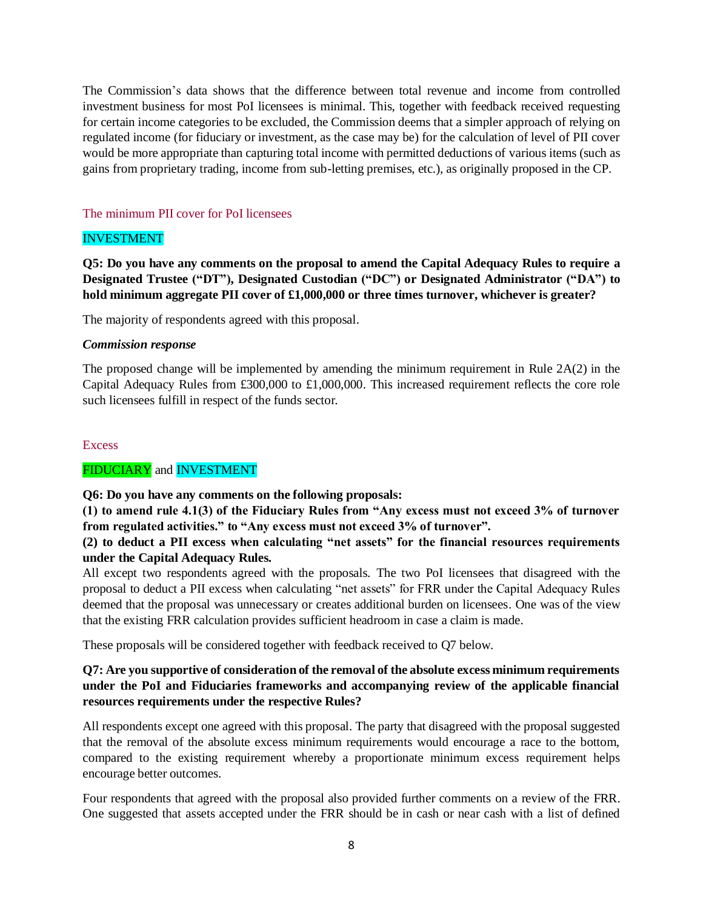The Commission's data shows that the difference between total revenue and income from controlled investment business for most PoI licensees is minimal. This, together with feedback received requesting for certain income categories to be excluded, the Commission deems that a simpler approach of relying on regulated income (for fiduciary or investment, as the case may be) for the calculation of level of PII cover would be more appropriate than capturing total income with permitted deductions of various items (such as gains from proprietary trading, income from sub-letting premises, etc.), as originally proposed in the CP.

### The minimum PII cover for PoI licensees

INVESTMENT

**Q5: Do you have any comments on the proposal to amend the Capital Adequacy Rules to require a Designated Trustee ("DT"), Designated Custodian ("DC") or Designated Administrator ("DA") to hold minimum aggregate PII cover of £1,000,000 or three times turnover, whichever is greater?**

The majority of respondents agreed with this proposal.

***Commission response***

The proposed change will be implemented by amending the minimum requirement in Rule 2A(2) in the Capital Adequacy Rules from £300,000 to £1,000,000. This increased requirement reflects the core role such licensees fulfill in respect of the funds sector.

### Excess

FIDUCIARY and INVESTMENT

**Q6: Do you have any comments on the following proposals:**
**(1) to amend rule 4.1(3) of the Fiduciary Rules from "Any excess must not exceed 3% of turnover from regulated activities." to "Any excess must not exceed 3% of turnover".**
**(2) to deduct a PII excess when calculating "net assets" for the financial resources requirements under the Capital Adequacy Rules.**

All except two respondents agreed with the proposals. The two PoI licensees that disagreed with the proposal to deduct a PII excess when calculating "net assets" for FRR under the Capital Adequacy Rules deemed that the proposal was unnecessary or creates additional burden on licensees. One was of the view that the existing FRR calculation provides sufficient headroom in case a claim is made.

These proposals will be considered together with feedback received to Q7 below.

**Q7: Are you supportive of consideration of the removal of the absolute excess minimum requirements under the PoI and Fiduciaries frameworks and accompanying review of the applicable financial resources requirements under the respective Rules?**

All respondents except one agreed with this proposal. The party that disagreed with the proposal suggested that the removal of the absolute excess minimum requirements would encourage a race to the bottom, compared to the existing requirement whereby a proportionate minimum excess requirement helps encourage better outcomes.

Four respondents that agreed with the proposal also provided further comments on a review of the FRR. One suggested that assets accepted under the FRR should be in cash or near cash with a list of defined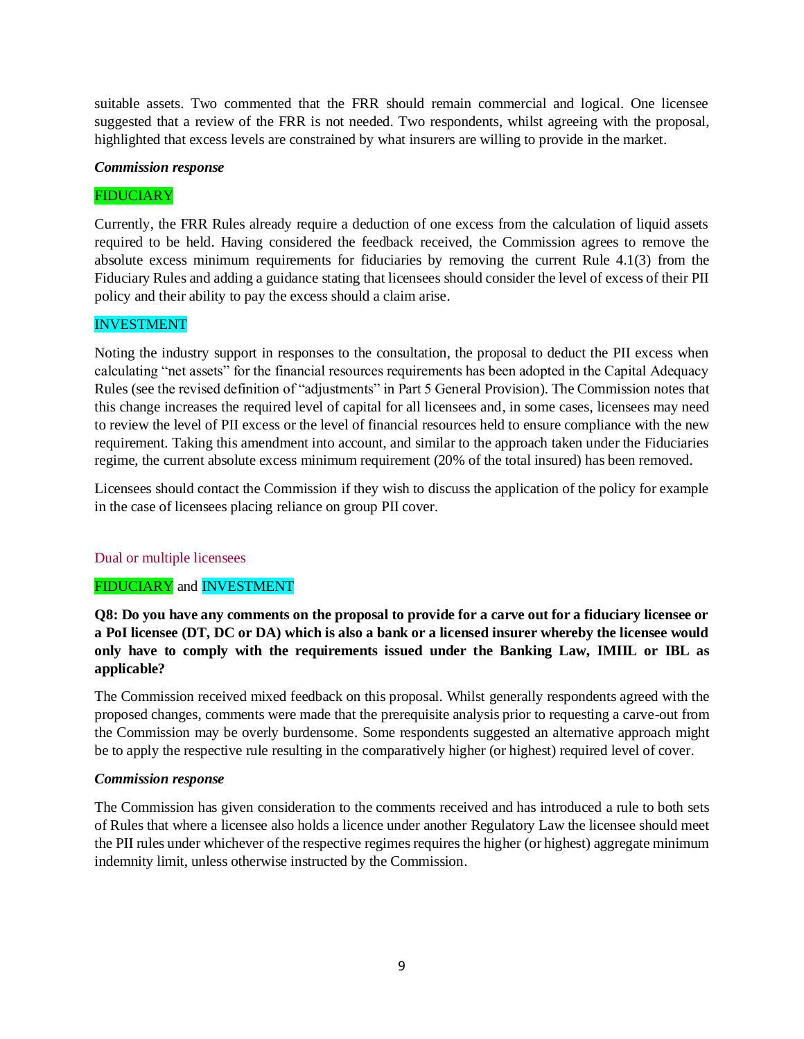suitable assets. Two commented that the FRR should remain commercial and logical. One licensee suggested that a review of the FRR is not needed. Two respondents, whilst agreeing with the proposal, highlighted that excess levels are constrained by what insurers are willing to provide in the market.

***Commission response***

FIDUCIARY

Currently, the FRR Rules already require a deduction of one excess from the calculation of liquid assets required to be held. Having considered the feedback received, the Commission agrees to remove the absolute excess minimum requirements for fiduciaries by removing the current Rule 4.1(3) from the Fiduciary Rules and adding a guidance stating that licensees should consider the level of excess of their PII policy and their ability to pay the excess should a claim arise.

INVESTMENT

Noting the industry support in responses to the consultation, the proposal to deduct the PII excess when calculating "net assets" for the financial resources requirements has been adopted in the Capital Adequacy Rules (see the revised definition of "adjustments" in Part 5 General Provision). The Commission notes that this change increases the required level of capital for all licensees and, in some cases, licensees may need to review the level of PII excess or the level of financial resources held to ensure compliance with the new requirement. Taking this amendment into account, and similar to the approach taken under the Fiduciaries regime, the current absolute excess minimum requirement (20% of the total insured) has been removed.

Licensees should contact the Commission if they wish to discuss the application of the policy for example in the case of licensees placing reliance on group PII cover.

## Dual or multiple licensees

FIDUCIARY and INVESTMENT

**Q8: Do you have any comments on the proposal to provide for a carve out for a fiduciary licensee or a PoI licensee (DT, DC or DA) which is also a bank or a licensed insurer whereby the licensee would only have to comply with the requirements issued under the Banking Law, IMIIL or IBL as applicable?**

The Commission received mixed feedback on this proposal. Whilst generally respondents agreed with the proposed changes, comments were made that the prerequisite analysis prior to requesting a carve-out from the Commission may be overly burdensome. Some respondents suggested an alternative approach might be to apply the respective rule resulting in the comparatively higher (or highest) required level of cover.

***Commission response***

The Commission has given consideration to the comments received and has introduced a rule to both sets of Rules that where a licensee also holds a licence under another Regulatory Law the licensee should meet the PII rules under whichever of the respective regimes requires the higher (or highest) aggregate minimum indemnity limit, unless otherwise instructed by the Commission.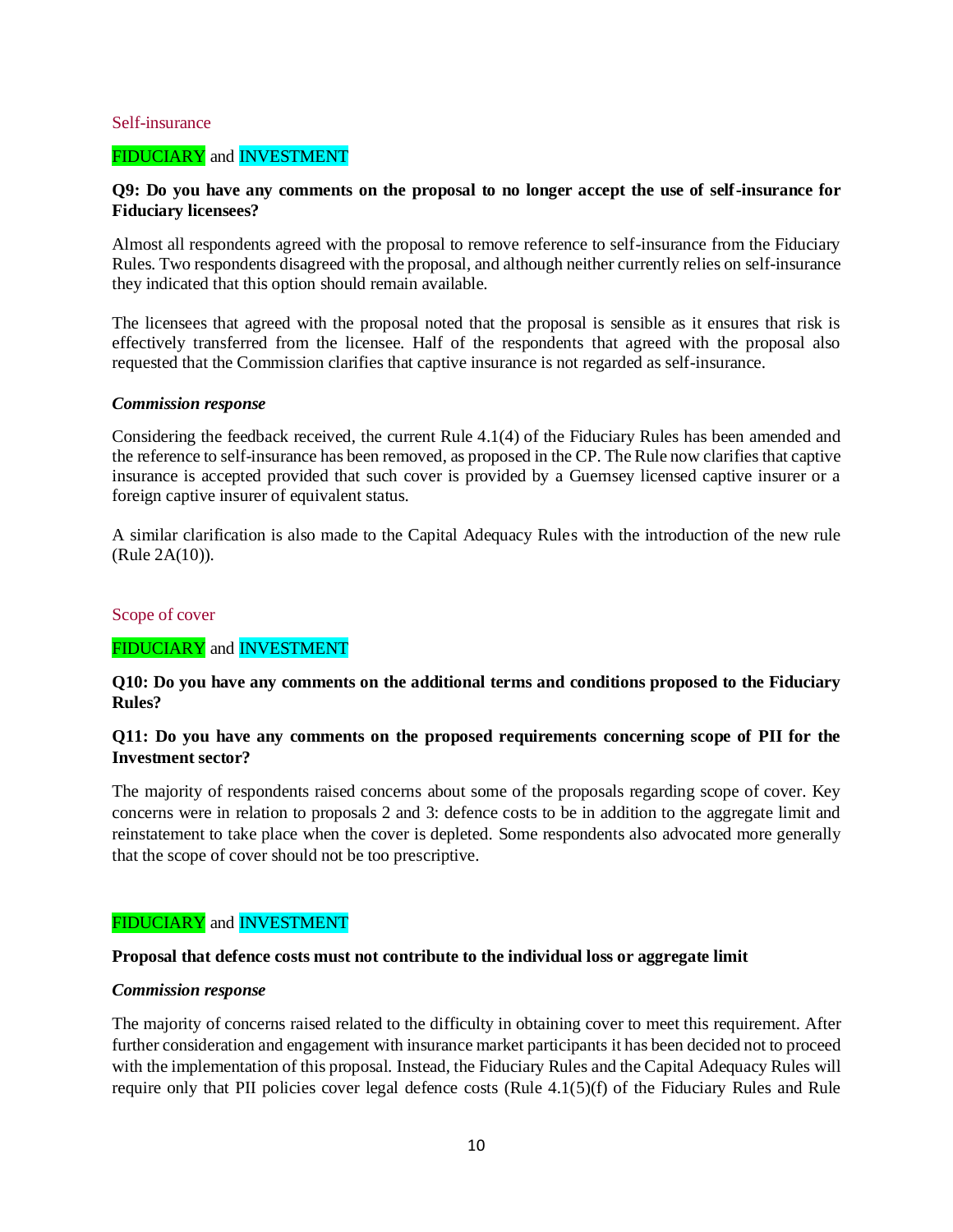### Self-insurance

FIDUCIARY and INVESTMENT

**Q9: Do you have any comments on the proposal to no longer accept the use of self-insurance for Fiduciary licensees?**

Almost all respondents agreed with the proposal to remove reference to self-insurance from the Fiduciary Rules. Two respondents disagreed with the proposal, and although neither currently relies on self-insurance they indicated that this option should remain available.

The licensees that agreed with the proposal noted that the proposal is sensible as it ensures that risk is effectively transferred from the licensee. Half of the respondents that agreed with the proposal also requested that the Commission clarifies that captive insurance is not regarded as self-insurance.

***Commission response***

Considering the feedback received, the current Rule 4.1(4) of the Fiduciary Rules has been amended and the reference to self-insurance has been removed, as proposed in the CP. The Rule now clarifies that captive insurance is accepted provided that such cover is provided by a Guernsey licensed captive insurer or a foreign captive insurer of equivalent status.

A similar clarification is also made to the Capital Adequacy Rules with the introduction of the new rule (Rule 2A(10)).

### Scope of cover

FIDUCIARY and INVESTMENT

**Q10: Do you have any comments on the additional terms and conditions proposed to the Fiduciary Rules?**

**Q11: Do you have any comments on the proposed requirements concerning scope of PII for the Investment sector?**

The majority of respondents raised concerns about some of the proposals regarding scope of cover. Key concerns were in relation to proposals 2 and 3: defence costs to be in addition to the aggregate limit and reinstatement to take place when the cover is depleted. Some respondents also advocated more generally that the scope of cover should not be too prescriptive.

FIDUCIARY and INVESTMENT

**Proposal that defence costs must not contribute to the individual loss or aggregate limit**

***Commission response***

The majority of concerns raised related to the difficulty in obtaining cover to meet this requirement. After further consideration and engagement with insurance market participants it has been decided not to proceed with the implementation of this proposal. Instead, the Fiduciary Rules and the Capital Adequacy Rules will require only that PII policies cover legal defence costs (Rule 4.1(5)(f) of the Fiduciary Rules and Rule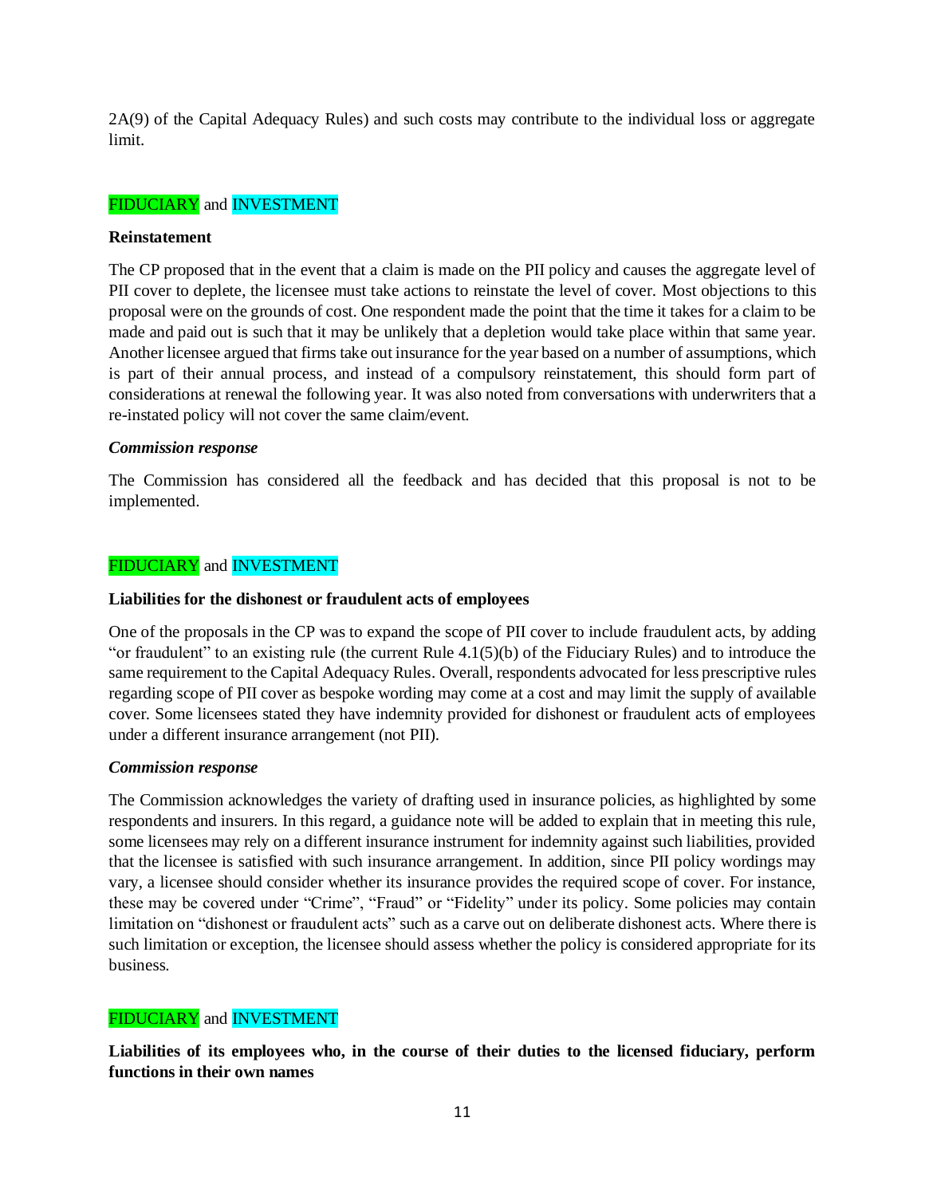2A(9) of the Capital Adequacy Rules) and such costs may contribute to the individual loss or aggregate limit.

FIDUCIARY and INVESTMENT

**Reinstatement**

The CP proposed that in the event that a claim is made on the PII policy and causes the aggregate level of PII cover to deplete, the licensee must take actions to reinstate the level of cover. Most objections to this proposal were on the grounds of cost. One respondent made the point that the time it takes for a claim to be made and paid out is such that it may be unlikely that a depletion would take place within that same year. Another licensee argued that firms take out insurance for the year based on a number of assumptions, which is part of their annual process, and instead of a compulsory reinstatement, this should form part of considerations at renewal the following year. It was also noted from conversations with underwriters that a re-instated policy will not cover the same claim/event.

***Commission response***

The Commission has considered all the feedback and has decided that this proposal is not to be implemented.

FIDUCIARY and INVESTMENT

**Liabilities for the dishonest or fraudulent acts of employees**

One of the proposals in the CP was to expand the scope of PII cover to include fraudulent acts, by adding "or fraudulent" to an existing rule (the current Rule 4.1(5)(b) of the Fiduciary Rules) and to introduce the same requirement to the Capital Adequacy Rules. Overall, respondents advocated for less prescriptive rules regarding scope of PII cover as bespoke wording may come at a cost and may limit the supply of available cover. Some licensees stated they have indemnity provided for dishonest or fraudulent acts of employees under a different insurance arrangement (not PII).

***Commission response***

The Commission acknowledges the variety of drafting used in insurance policies, as highlighted by some respondents and insurers. In this regard, a guidance note will be added to explain that in meeting this rule, some licensees may rely on a different insurance instrument for indemnity against such liabilities, provided that the licensee is satisfied with such insurance arrangement. In addition, since PII policy wordings may vary, a licensee should consider whether its insurance provides the required scope of cover. For instance, these may be covered under "Crime", "Fraud" or "Fidelity" under its policy. Some policies may contain limitation on "dishonest or fraudulent acts" such as a carve out on deliberate dishonest acts. Where there is such limitation or exception, the licensee should assess whether the policy is considered appropriate for its business.

FIDUCIARY and INVESTMENT

**Liabilities of its employees who, in the course of their duties to the licensed fiduciary, perform functions in their own names**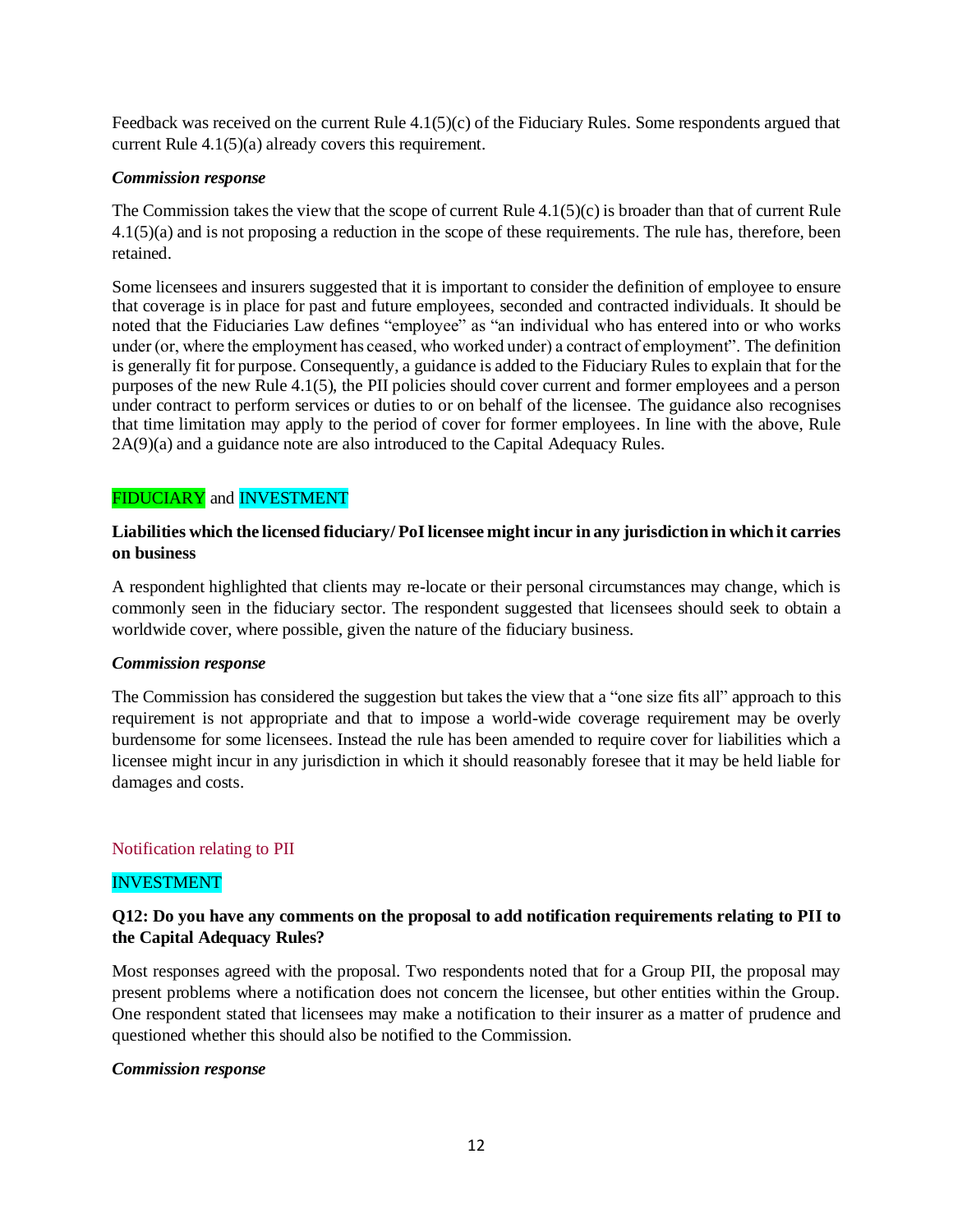Feedback was received on the current Rule 4.1(5)(c) of the Fiduciary Rules. Some respondents argued that current Rule 4.1(5)(a) already covers this requirement.

***Commission response***

The Commission takes the view that the scope of current Rule 4.1(5)(c) is broader than that of current Rule 4.1(5)(a) and is not proposing a reduction in the scope of these requirements. The rule has, therefore, been retained.

Some licensees and insurers suggested that it is important to consider the definition of employee to ensure that coverage is in place for past and future employees, seconded and contracted individuals. It should be noted that the Fiduciaries Law defines "employee" as "an individual who has entered into or who works under (or, where the employment has ceased, who worked under) a contract of employment". The definition is generally fit for purpose. Consequently, a guidance is added to the Fiduciary Rules to explain that for the purposes of the new Rule 4.1(5), the PII policies should cover current and former employees and a person under contract to perform services or duties to or on behalf of the licensee. The guidance also recognises that time limitation may apply to the period of cover for former employees. In line with the above, Rule 2A(9)(a) and a guidance note are also introduced to the Capital Adequacy Rules.

FIDUCIARY and INVESTMENT

**Liabilities which the licensed fiduciary/ PoI licensee might incur in any jurisdiction in which it carries on business**

A respondent highlighted that clients may re-locate or their personal circumstances may change, which is commonly seen in the fiduciary sector. The respondent suggested that licensees should seek to obtain a worldwide cover, where possible, given the nature of the fiduciary business.

***Commission response***

The Commission has considered the suggestion but takes the view that a "one size fits all" approach to this requirement is not appropriate and that to impose a world-wide coverage requirement may be overly burdensome for some licensees. Instead the rule has been amended to require cover for liabilities which a licensee might incur in any jurisdiction in which it should reasonably foresee that it may be held liable for damages and costs.

Notification relating to PII

INVESTMENT

**Q12: Do you have any comments on the proposal to add notification requirements relating to PII to the Capital Adequacy Rules?**

Most responses agreed with the proposal. Two respondents noted that for a Group PII, the proposal may present problems where a notification does not concern the licensee, but other entities within the Group. One respondent stated that licensees may make a notification to their insurer as a matter of prudence and questioned whether this should also be notified to the Commission.

***Commission response***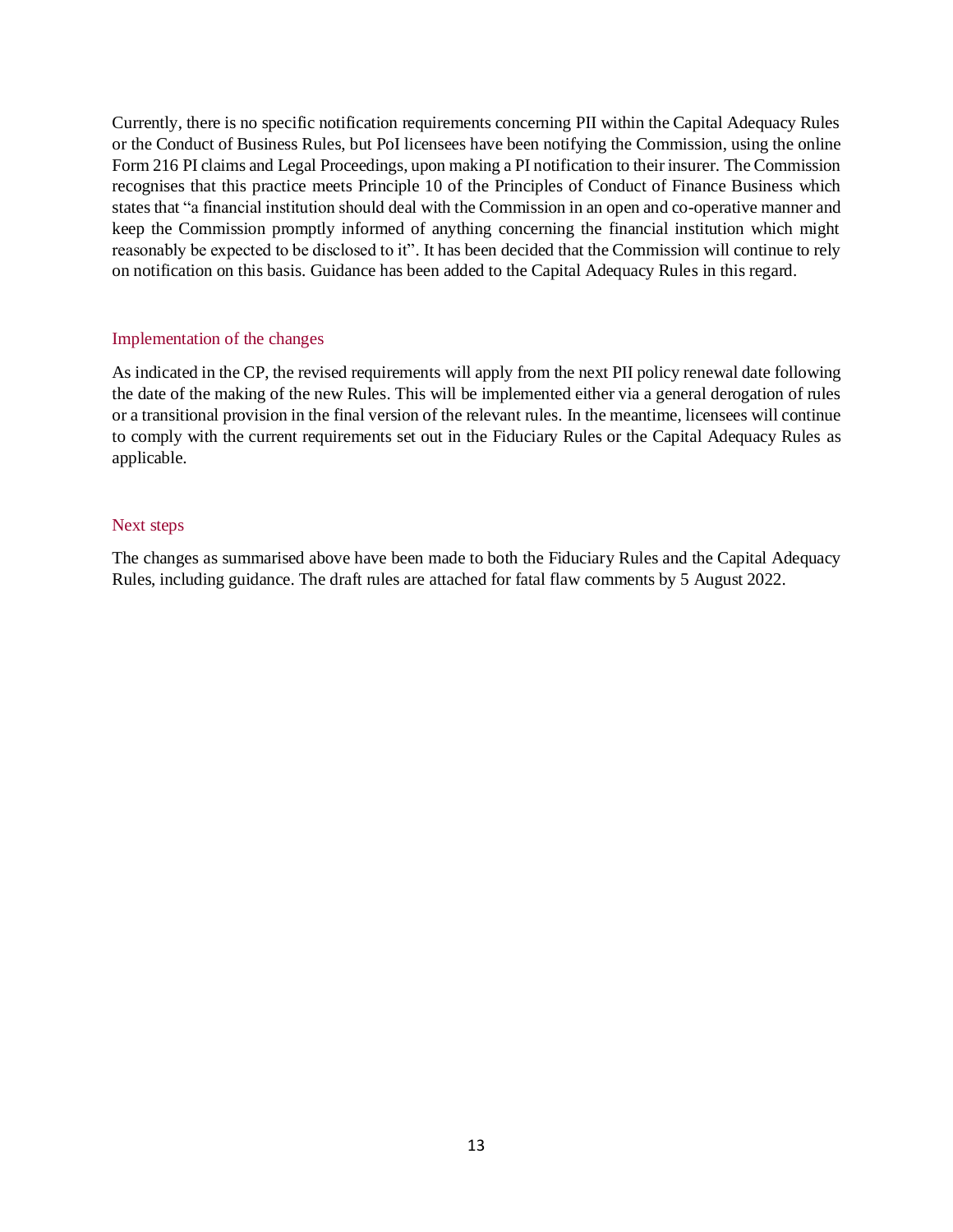Currently, there is no specific notification requirements concerning PII within the Capital Adequacy Rules or the Conduct of Business Rules, but PoI licensees have been notifying the Commission, using the online Form 216 PI claims and Legal Proceedings, upon making a PI notification to their insurer. The Commission recognises that this practice meets Principle 10 of the Principles of Conduct of Finance Business which states that "a financial institution should deal with the Commission in an open and co-operative manner and keep the Commission promptly informed of anything concerning the financial institution which might reasonably be expected to be disclosed to it". It has been decided that the Commission will continue to rely on notification on this basis. Guidance has been added to the Capital Adequacy Rules in this regard.

## Implementation of the changes

As indicated in the CP, the revised requirements will apply from the next PII policy renewal date following the date of the making of the new Rules. This will be implemented either via a general derogation of rules or a transitional provision in the final version of the relevant rules. In the meantime, licensees will continue to comply with the current requirements set out in the Fiduciary Rules or the Capital Adequacy Rules as applicable.

## Next steps

The changes as summarised above have been made to both the Fiduciary Rules and the Capital Adequacy Rules, including guidance. The draft rules are attached for fatal flaw comments by 5 August 2022.